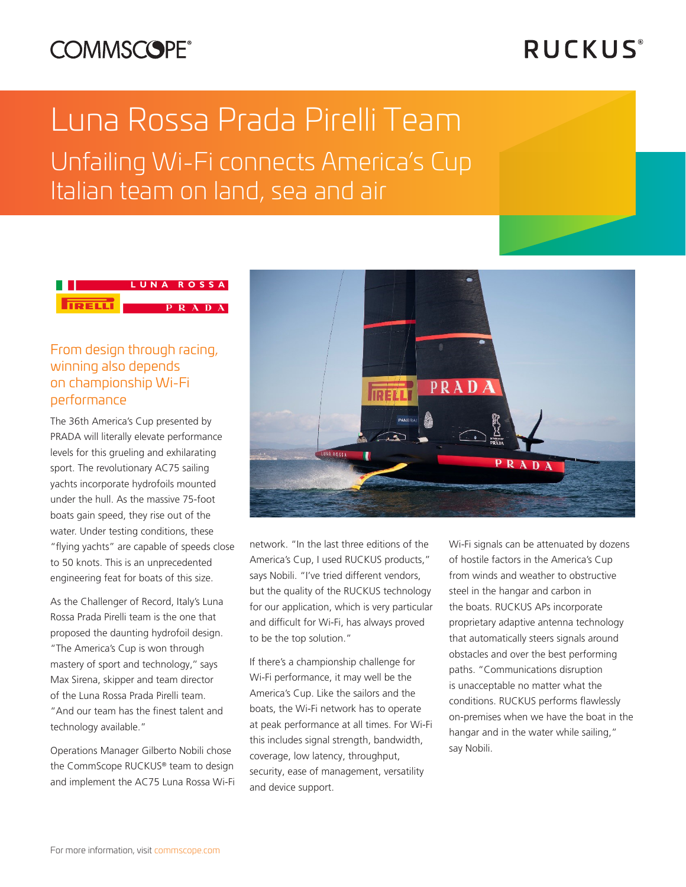# Luna Rossa Prada Pirelli Team

## Unfailing Wi-Fi connects America's Cup Italian team on land, sea and air

### From design through racing, winning also depends on championship Wi-Fi performance

The 36th America's Cup presented by PRADA will literally elevate performance levels for this grueling and exhilarating sport. The revolutionary AC75 sailing yachts incorporate hydrofoils mounted under the hull. As the massive 75-foot boats gain speed, they rise out of the water. Under testing conditions, these "flying yachts" are capable of speeds close to 50 knots. This is an unprecedented engineering feat for boats of this size.

As the Challenger of Record, Italy's Luna Rossa Prada Pirelli team is the one that proposed the daunting hydrofoil design. "The America's Cup is won through mastery of sport and technology," says Max Sirena, skipper and team director of the Luna Rossa Prada Pirelli team. "And our team has the finest talent and technology available."

Operations Manager Gilberto Nobili chose the CommScope RUCKUS® team to design and implement the AC75 Luna Rossa Wi-Fi network. "In the last three editions of the America's Cup, I used RUCKUS products," says Nobili. "I've tried different vendors, but the quality of the RUCKUS technology for our application, which is very particular and difficult for Wi-Fi, has always proved to be the top solution."

If there's a championship challenge for Wi-Fi performance, it may well be the America's Cup. Like the sailors and the boats, the Wi-Fi network has to operate at peak performance at all times. For Wi-Fi this includes signal strength, bandwidth, coverage, low latency, throughput, security, ease of management, versatility and device support.

Wi-Fi signals can be attenuated by dozens of hostile factors in the America's Cup from winds and weather to obstructive steel in the hangar and carbon in the boats. RUCKUS APs incorporate proprietary adaptive antenna technology that automatically steers signals around obstacles and over the best performing paths. "Communications disruption is unacceptable no matter what the conditions. RUCKUS performs flawlessly on-premises when we have the boat in the hangar and in the water while sailing," say Nobili.

For more information, visit commscope.com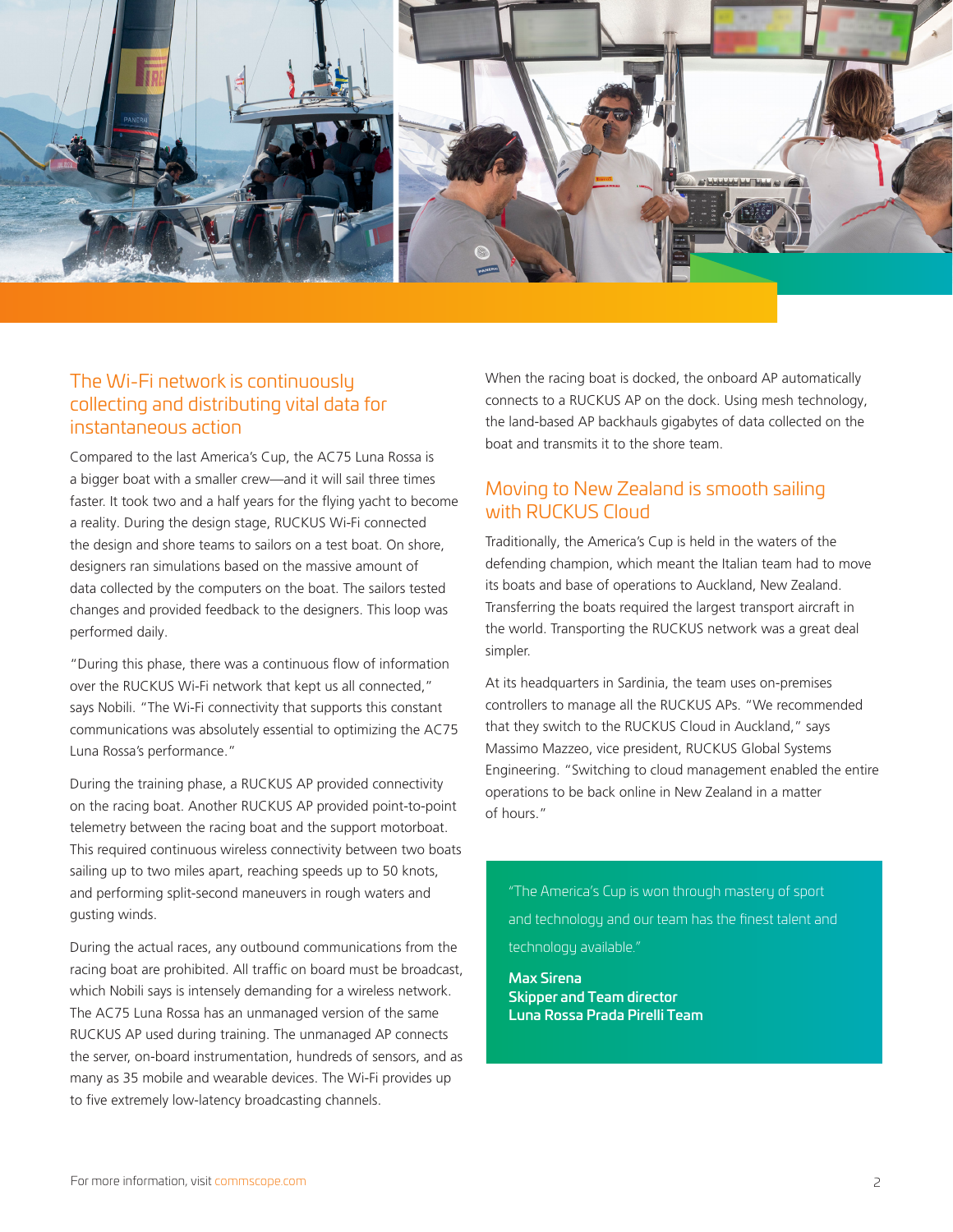## The Wi-Fi network is continuously collecting and distributing vital data for instantaneous action

Compared to the last America's Cup, the AC75 Luna Rossa is a bigger boat with a smaller crew—and it will sail three times faster. It took two and a half years for the flying yacht to become a reality. During the design stage, RUCKUS Wi-Fi connected the design and shore teams to sailors on a test boat. On shore, designers ran simulations based on the massive amount of data collected by the computers on the boat. The sailors tested changes and provided feedback to the designers. This loop was performed daily.

"During this phase, there was a continuous flow of information over the RUCKUS Wi-Fi network that kept us all connected," says Nobili. "The Wi-Fi connectivity that supports this constant communications was absolutely essential to optimizing the AC75 Luna Rossa's performance."

During the training phase, a RUCKUS AP provided connectivity on the racing boat. Another RUCKUS AP provided point-to-point telemetry between the racing boat and the support motorboat. This required continuous wireless connectivity between two boats sailing up to two miles apart, reaching speeds up to 50 knots, and performing split-second maneuvers in rough waters and gusting winds.

During the actual races, any outbound communications from the racing boat are prohibited. All traffic on board must be broadcast, which Nobili says is intensely demanding for a wireless network. The AC75 Luna Rossa has an unmanaged version of the same RUCKUS AP used during training. The unmanaged AP connects the server, on-board instrumentation, hundreds of sensors, and as many as 35 mobile and wearable devices. The Wi-Fi provides up to five extremely low-latency broadcasting channels.

When the racing boat is docked, the onboard AP automatically connects to a RUCKUS AP on the dock. Using mesh technology, the land-based AP backhauls gigabytes of data collected on the boat and transmits it to the shore team.

## Moving to New Zealand is smooth sailing with RUCKUS Cloud

Traditionally, the America's Cup is held in the waters of the defending champion, which meant the Italian team had to move its boats and base of operations to Auckland, New Zealand. Transferring the boats required the largest transport aircraft in the world. Transporting the RUCKUS network was a great deal simpler.

At its headquarters in Sardinia, the team uses on-premises controllers to manage all the RUCKUS APs. "We recommended that they switch to the RUCKUS Cloud in Auckland," says Massimo Mazzeo, vice president, RUCKUS Global Systems Engineering. "Switching to cloud management enabled the entire operations to be back online in New Zealand in a matter of hours."

> "The America's Cup is won through mastery of sport and technology and our team has the finest talent and technology available."
>
> **Max Sirena**
> **Skipper and Team director**
> **Luna Rossa Prada Pirelli Team**

For more information, visit commscope.com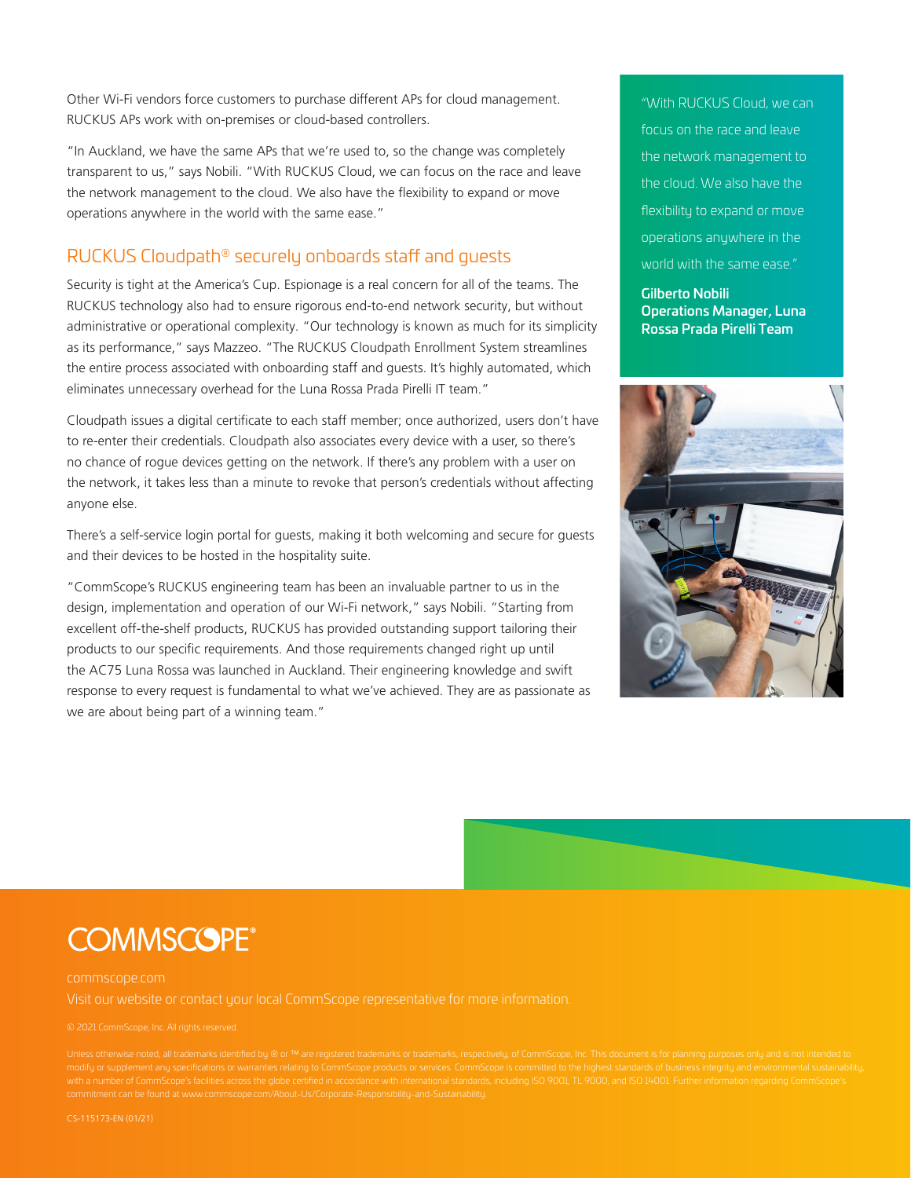Other Wi-Fi vendors force customers to purchase different APs for cloud management. RUCKUS APs work with on-premises or cloud-based controllers.

"In Auckland, we have the same APs that we're used to, so the change was completely transparent to us," says Nobili. "With RUCKUS Cloud, we can focus on the race and leave the network management to the cloud. We also have the flexibility to expand or move operations anywhere in the world with the same ease."

> "With RUCKUS Cloud, we can focus on the race and leave the network management to the cloud. We also have the flexibility to expand or move operations anywhere in the world with the same ease."
>
> **Gilberto Nobili**
> **Operations Manager, Luna Rossa Prada Pirelli Team**

## RUCKUS Cloudpath® securely onboards staff and guests

Security is tight at the America's Cup. Espionage is a real concern for all of the teams. The RUCKUS technology also had to ensure rigorous end-to-end network security, but without administrative or operational complexity. "Our technology is known as much for its simplicity as its performance," says Mazzeo. "The RUCKUS Cloudpath Enrollment System streamlines the entire process associated with onboarding staff and guests. It's highly automated, which eliminates unnecessary overhead for the Luna Rossa Prada Pirelli IT team."

Cloudpath issues a digital certificate to each staff member; once authorized, users don't have to re-enter their credentials. Cloudpath also associates every device with a user, so there's no chance of rogue devices getting on the network. If there's any problem with a user on the network, it takes less than a minute to revoke that person's credentials without affecting anyone else.

There's a self-service login portal for guests, making it both welcoming and secure for guests and their devices to be hosted in the hospitality suite.

"CommScope's RUCKUS engineering team has been an invaluable partner to us in the design, implementation and operation of our Wi-Fi network," says Nobili. "Starting from excellent off-the-shelf products, RUCKUS has provided outstanding support tailoring their products to our specific requirements. And those requirements changed right up until the AC75 Luna Rossa was launched in Auckland. Their engineering knowledge and swift response to every request is fundamental to what we've achieved. They are as passionate as we are about being part of a winning team."

COMMSCOPE®

commscope.com

Visit our website or contact your local CommScope representative for more information.

© 2021 CommScope, Inc. All rights reserved.

Unless otherwise noted, all trademarks identified by ® or ™ are registered trademarks or trademarks, respectively, of CommScope, Inc. This document is for planning purposes only and is not intended to modify or supplement any specifications or warranties relating to CommScope products or services. CommScope is committed to the highest standards of business integrity and environmental sustainability, with a number of CommScope's facilities across the globe certified in accordance with international standards, including ISO 9001, TL 9000, and ISO 14001. Further information regarding CommScope's commitment can be found at www.commscope.com/About-Us/Corporate-Responsibility-and-Sustainability.

CS-115173-EN (01/21)